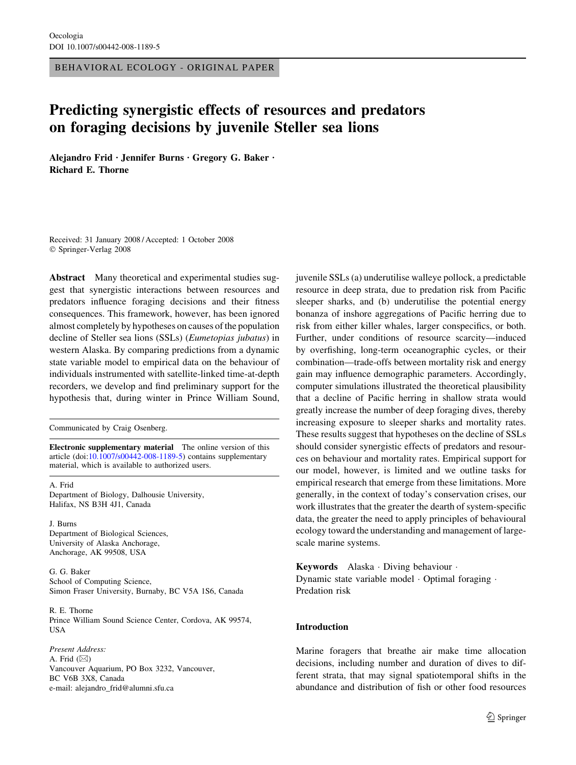BEHAVIORAL ECOLOGY - ORIGINAL PAPER

# Predicting synergistic effects of resources and predators on foraging decisions by juvenile Steller sea lions

**Alejandro Frid · Jennifer Burns · Gregory G. Baker · Richard E. Thorne**

Received: 31 January 2008 / Accepted: 1 October 2008
© Springer-Verlag 2008

**Abstract** Many theoretical and experimental studies suggest that synergistic interactions between resources and predators influence foraging decisions and their fitness consequences. This framework, however, has been ignored almost completely by hypotheses on causes of the population decline of Steller sea lions (SSLs) (*Eumetopias jubatus*) in western Alaska. By comparing predictions from a dynamic state variable model to empirical data on the behaviour of individuals instrumented with satellite-linked time-at-depth recorders, we develop and find preliminary support for the hypothesis that, during winter in Prince William Sound, juvenile SSLs (a) underutilise walleye pollock, a predictable resource in deep strata, due to predation risk from Pacific sleeper sharks, and (b) underutilise the potential energy bonanza of inshore aggregations of Pacific herring due to risk from either killer whales, larger conspecifics, or both. Further, under conditions of resource scarcity—induced by overfishing, long-term oceanographic cycles, or their combination—trade-offs between mortality risk and energy gain may influence demographic parameters. Accordingly, computer simulations illustrated the theoretical plausibility that a decline of Pacific herring in shallow strata would greatly increase the number of deep foraging dives, thereby increasing exposure to sleeper sharks and mortality rates. These results suggest that hypotheses on the decline of SSLs should consider synergistic effects of predators and resources on behaviour and mortality rates. Empirical support for our model, however, is limited and we outline tasks for empirical research that emerge from these limitations. More generally, in the context of today's conservation crises, our work illustrates that the greater the dearth of system-specific data, the greater the need to apply principles of behavioural ecology toward the understanding and management of large-scale marine systems.

**Keywords** Alaska · Diving behaviour · Dynamic state variable model · Optimal foraging · Predation risk

Communicated by Craig Osenberg.

**Electronic supplementary material** The online version of this article (doi:10.1007/s00442-008-1189-5) contains supplementary material, which is available to authorized users.

A. Frid
Department of Biology, Dalhousie University, Halifax, NS B3H 4J1, Canada

J. Burns
Department of Biological Sciences, University of Alaska Anchorage, Anchorage, AK 99508, USA

G. G. Baker
School of Computing Science, Simon Fraser University, Burnaby, BC V5A 1S6, Canada

R. E. Thorne
Prince William Sound Science Center, Cordova, AK 99574, USA

*Present Address:*
A. Frid (✉)
Vancouver Aquarium, PO Box 3232, Vancouver, BC V6B 3X8, Canada
e-mail: alejandro_frid@alumni.sfu.ca

## Introduction

Marine foragers that breathe air make time allocation decisions, including number and duration of dives to different strata, that may signal spatiotemporal shifts in the abundance and distribution of fish or other food resources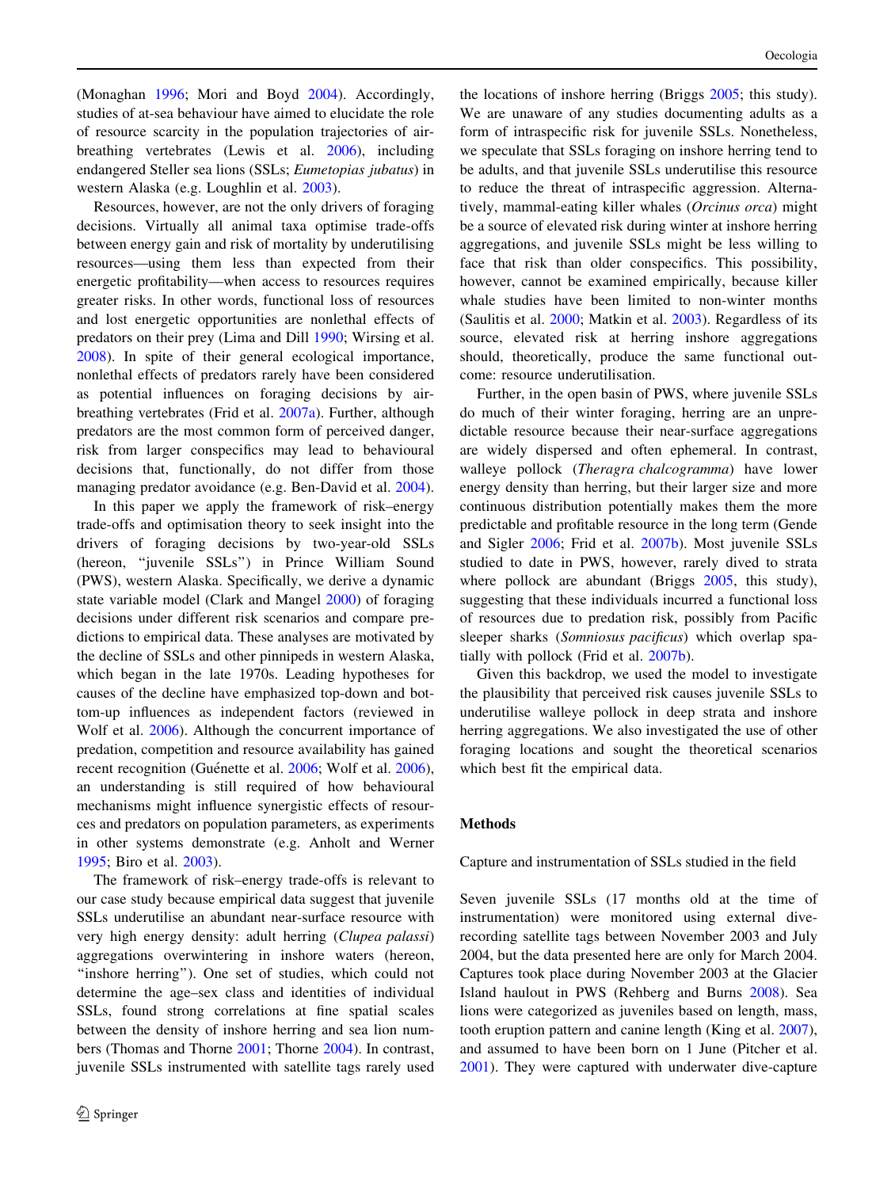(Monaghan 1996; Mori and Boyd 2004). Accordingly, studies of at-sea behaviour have aimed to elucidate the role of resource scarcity in the population trajectories of air-breathing vertebrates (Lewis et al. 2006), including endangered Steller sea lions (SSLs; *Eumetopias jubatus*) in western Alaska (e.g. Loughlin et al. 2003).

Resources, however, are not the only drivers of foraging decisions. Virtually all animal taxa optimise trade-offs between energy gain and risk of mortality by underutilising resources—using them less than expected from their energetic profitability—when access to resources requires greater risks. In other words, functional loss of resources and lost energetic opportunities are nonlethal effects of predators on their prey (Lima and Dill 1990; Wirsing et al. 2008). In spite of their general ecological importance, nonlethal effects of predators rarely have been considered as potential influences on foraging decisions by air-breathing vertebrates (Frid et al. 2007a). Further, although predators are the most common form of perceived danger, risk from larger conspecifics may lead to behavioural decisions that, functionally, do not differ from those managing predator avoidance (e.g. Ben-David et al. 2004).

In this paper we apply the framework of risk–energy trade-offs and optimisation theory to seek insight into the drivers of foraging decisions by two-year-old SSLs (hereon, "juvenile SSLs") in Prince William Sound (PWS), western Alaska. Specifically, we derive a dynamic state variable model (Clark and Mangel 2000) of foraging decisions under different risk scenarios and compare predictions to empirical data. These analyses are motivated by the decline of SSLs and other pinnipeds in western Alaska, which began in the late 1970s. Leading hypotheses for causes of the decline have emphasized top-down and bottom-up influences as independent factors (reviewed in Wolf et al. 2006). Although the concurrent importance of predation, competition and resource availability has gained recent recognition (Guénette et al. 2006; Wolf et al. 2006), an understanding is still required of how behavioural mechanisms might influence synergistic effects of resources and predators on population parameters, as experiments in other systems demonstrate (e.g. Anholt and Werner 1995; Biro et al. 2003).

The framework of risk–energy trade-offs is relevant to our case study because empirical data suggest that juvenile SSLs underutilise an abundant near-surface resource with very high energy density: adult herring (*Clupea palasi*) aggregations overwintering in inshore waters (hereon, "inshore herring"). One set of studies, which could not determine the age–sex class and identities of individual SSLs, found strong correlations at fine spatial scales between the density of inshore herring and sea lion numbers (Thomas and Thorne 2001; Thorne 2004). In contrast, juvenile SSLs instrumented with satellite tags rarely used the locations of inshore herring (Briggs 2005; this study). We are unaware of any studies documenting adults as a form of intraspecific risk for juvenile SSLs. Nonetheless, we speculate that SSLs foraging on inshore herring tend to be adults, and that juvenile SSLs underutilise this resource to reduce the threat of intraspecific aggression. Alternatively, mammal-eating killer whales (*Orcinus orca*) might be a source of elevated risk during winter at inshore herring aggregations, and juvenile SSLs might be less willing to face that risk than older conspecifics. This possibility, however, cannot be examined empirically, because killer whale studies have been limited to non-winter months (Saulitis et al. 2000; Matkin et al. 2003). Regardless of its source, elevated risk at herring inshore aggregations should, theoretically, produce the same functional outcome: resource underutilisation.

Further, in the open basin of PWS, where juvenile SSLs do much of their winter foraging, herring are an unpredictable resource because their near-surface aggregations are widely dispersed and often ephemeral. In contrast, walleye pollock (*Theragra chalcogramma*) have lower energy density than herring, but their larger size and more continuous distribution potentially makes them the more predictable and profitable resource in the long term (Gende and Sigler 2006; Frid et al. 2007b). Most juvenile SSLs studied to date in PWS, however, rarely dived to strata where pollock are abundant (Briggs 2005, this study), suggesting that these individuals incurred a functional loss of resources due to predation risk, possibly from Pacific sleeper sharks (*Somniosus pacificus*) which overlap spatially with pollock (Frid et al. 2007b).

Given this backdrop, we used the model to investigate the plausibility that perceived risk causes juvenile SSLs to underutilise walleye pollock in deep strata and inshore herring aggregations. We also investigated the use of other foraging locations and sought the theoretical scenarios which best fit the empirical data.

## Methods

### Capture and instrumentation of SSLs studied in the field

Seven juvenile SSLs (17 months old at the time of instrumentation) were monitored using external dive-recording satellite tags between November 2003 and July 2004, but the data presented here are only for March 2004. Captures took place during November 2003 at the Glacier Island haulout in PWS (Rehberg and Burns 2008). Sea lions were categorized as juveniles based on length, mass, tooth eruption pattern and canine length (King et al. 2007), and assumed to have been born on 1 June (Pitcher et al. 2001). They were captured with underwater dive-capture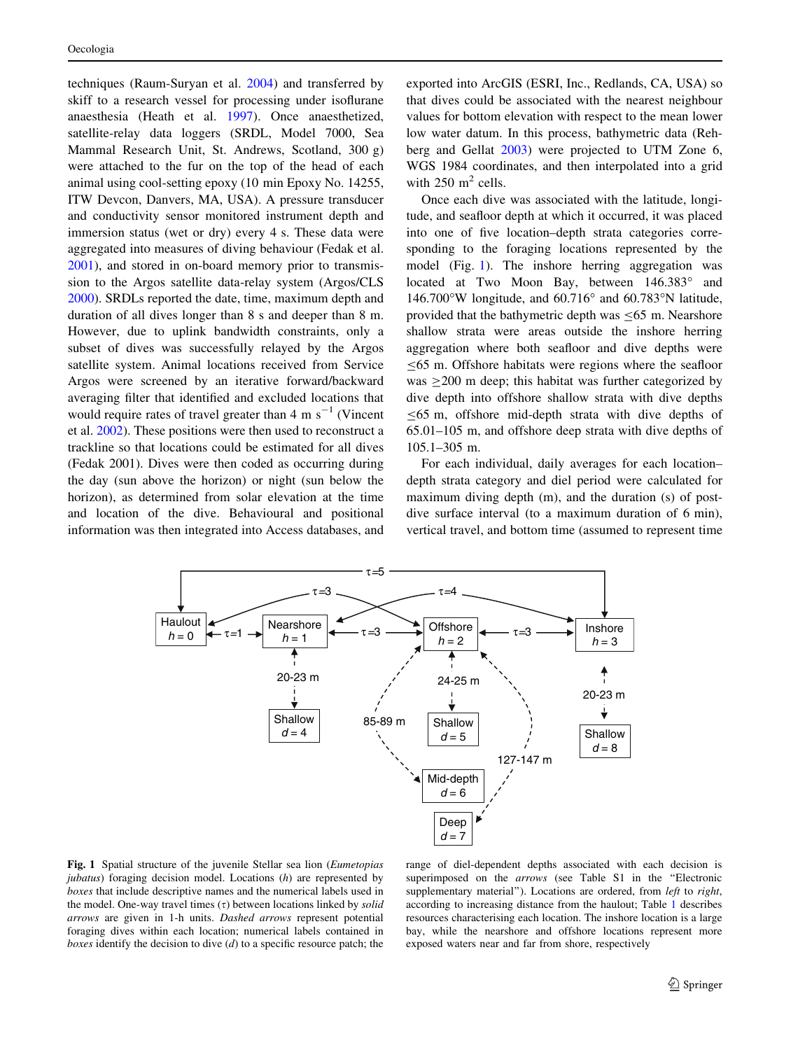techniques (Raum-Suryan et al. 2004) and transferred by skiff to a research vessel for processing under isoflurane anaesthesia (Heath et al. 1997). Once anaesthetized, satellite-relay data loggers (SRDL, Model 7000, Sea Mammal Research Unit, St. Andrews, Scotland, 300 g) were attached to the fur on the top of the head of each animal using cool-setting epoxy (10 min Epoxy No. 14255, ITW Devcon, Danvers, MA, USA). A pressure transducer and conductivity sensor monitored instrument depth and immersion status (wet or dry) every 4 s. These data were aggregated into measures of diving behaviour (Fedak et al. 2001), and stored in on-board memory prior to transmission to the Argos satellite data-relay system (Argos/CLS 2000). SRDLs reported the date, time, maximum depth and duration of all dives longer than 8 s and deeper than 8 m. However, due to uplink bandwidth constraints, only a subset of dives was successfully relayed by the Argos satellite system. Animal locations received from Service Argos were screened by an iterative forward/backward averaging filter that identified and excluded locations that would require rates of travel greater than 4 m s$^{-1}$ (Vincent et al. 2002). These positions were then used to reconstruct a trackline so that locations could be estimated for all dives (Fedak 2001). Dives were then coded as occurring during the day (sun above the horizon) or night (sun below the horizon), as determined from solar elevation at the time and location of the dive. Behavioural and positional information was then integrated into Access databases, and exported into ArcGIS (ESRI, Inc., Redlands, CA, USA) so that dives could be associated with the nearest neighbour values for bottom elevation with respect to the mean lower low water datum. In this process, bathymetric data (Rehberg and Gellat 2003) were projected to UTM Zone 6, WGS 1984 coordinates, and then interpolated into a grid with 250 m$^2$ cells.

Once each dive was associated with the latitude, longitude, and seafloor depth at which it occurred, it was placed into one of five location–depth strata categories corresponding to the foraging locations represented by the model (Fig. 1). The inshore herring aggregation was located at Two Moon Bay, between 146.383° and 146.700°W longitude, and 60.716° and 60.783°N latitude, provided that the bathymetric depth was ≤65 m. Nearshore shallow strata were areas outside the inshore herring aggregation where both seafloor and dive depths were ≤65 m. Offshore habitats were regions where the seafloor was ≥200 m deep; this habitat was further categorized by dive depth into offshore shallow strata with dive depths ≤65 m, offshore mid-depth strata with dive depths of 65.01–105 m, and offshore deep strata with dive depths of 105.1–305 m.

For each individual, daily averages for each location–depth strata category and diel period were calculated for maximum diving depth (m), and the duration (s) of post-dive surface interval (to a maximum duration of 6 min), vertical travel, and bottom time (assumed to represent time

**Fig. 1** Spatial structure of the juvenile Stellar sea lion (*Eumetopias jubatus*) foraging decision model. Locations ($h$) are represented by *boxes* that include descriptive names and the numerical labels used in the model. One-way travel times ($\tau$) between locations linked by *solid arrows* are given in 1-h units. *Dashed arrows* represent potential foraging dives within each location; numerical labels contained in *boxes* identify the decision to dive ($d$) to a specific resource patch; the range of diel-dependent depths associated with each decision is superimposed on the *arrows* (see Table S1 in the "Electronic supplementary material"). Locations are ordered, from *left* to *right*, according to increasing distance from the haulout; Table 1 describes resources characterising each location. The inshore location is a large bay, while the nearshore and offshore locations represent more exposed waters near and far from shore, respectively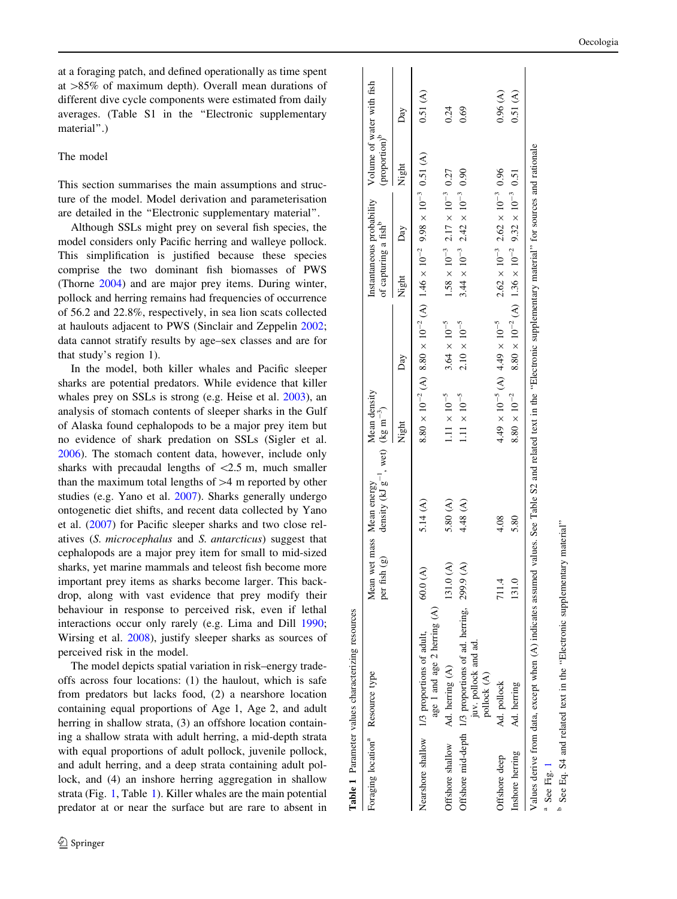at a foraging patch, and defined operationally as time spent at >85% of maximum depth). Overall mean durations of different dive cycle components were estimated from daily averages. (Table S1 in the "Electronic supplementary material".)

### The model

This section summarises the main assumptions and structure of the model. Model derivation and parameterisation are detailed in the "Electronic supplementary material".

Although SSLs might prey on several fish species, the model considers only Pacific herring and walleye pollock. This simplification is justified because these species comprise the two dominant fish biomasses of PWS (Thorne 2004) and are major prey items. During winter, pollock and herring remains had frequencies of occurrence of 56.2 and 22.8%, respectively, in sea lion scats collected at haulouts adjacent to PWS (Sinclair and Zeppelin 2002; data cannot stratify results by age–sex classes and are for that study's region 1).

In the model, both killer whales and Pacific sleeper sharks are potential predators. While evidence that killer whales prey on SSLs is strong (e.g. Heise et al. 2003), an analysis of stomach contents of sleeper sharks in the Gulf of Alaska found cephalopods to be a major prey item but no evidence of shark predation on SSLs (Sigler et al. 2006). The stomach content data, however, include only sharks with precaudal lengths of <2.5 m, much smaller than the maximum total lengths of >4 m reported by other studies (e.g. Yano et al. 2007). Sharks generally undergo ontogenetic diet shifts, and recent data collected by Yano et al. (2007) for Pacific sleeper sharks and two close relatives (*S. microcephalus* and *S. antarcticus*) suggest that cephalopods are a major prey item for small to mid-sized sharks, yet marine mammals and teleost fish become more important prey items as sharks become larger. This backdrop, along with vast evidence that prey modify their behaviour in response to perceived risk, even if lethal interactions occur only rarely (e.g. Lima and Dill 1990; Wirsing et al. 2008), justify sleeper sharks as sources of perceived risk in the model.

The model depicts spatial variation in risk–energy trade-offs across four locations: (1) the haulout, which is safe from predators but lacks food, (2) a nearshore location containing equal proportions of Age 1, Age 2, and adult herring in shallow strata, (3) an offshore location containing a shallow strata with adult herring, a mid-depth strata with equal proportions of adult pollock, juvenile pollock, and adult herring, and a deep strata containing adult pollock, and (4) an inshore herring aggregation in shallow strata (Fig. 1, Table 1). Killer whales are the main potential predator at or near the surface but are rare to absent in

**Table 1** Parameter values characterizing resources

| Foraging location[a] | Resource type | Mean wet mass per fish (g) | Mean energy density (kJ $g^{-1}$, wet) | Mean density (kg $m^{-3}$) | | Instantaneous probability of capturing a fish[b] | | Volume of water with fish (proportion)[b] | |
|---|---|---|---|---|---|---|---|---|---|
| | | | | Night | Day | Night | Day | Night | Day |
| Nearshore shallow | 1/3 proportions of adult, age 1 and age 2 herring (A) | 60.0 (A) | 5.14 (A) | $8.80 \times 10^{-2}$ (A) | $8.80 \times 10^{-2}$ (A) | $1.46 \times 10^{-2}$ | $9.98 \times 10^{-3}$ | 0.51 (A) | 0.51 (A) |
| Offshore shallow | Ad. herring (A) | 131.0 (A) | 5.80 (A) | $1.11 \times 10^{-5}$ | $3.64 \times 10^{-5}$ | $1.58 \times 10^{-3}$ | $2.17 \times 10^{-3}$ | 0.27 | 0.24 |
| Offshore mid-depth | 1/3 proportions of ad. herring, juv. pollock and ad. pollock (A) | 299.9 (A) | 4.48 (A) | $1.11 \times 10^{-5}$ | $2.10 \times 10^{-5}$ | $3.44 \times 10^{-3}$ | $2.42 \times 10^{-3}$ | 0.90 | 0.69 |
| Offshore deep | Ad. pollock | 711.4 | 4.08 | $4.49 \times 10^{-5}$ (A) | $4.49 \times 10^{-5}$ | $2.62 \times 10^{-3}$ | $2.62 \times 10^{-3}$ | 0.96 | 0.96 (A) |
| Inshore herring | Ad. herring | 131.0 | 5.80 | $8.80 \times 10^{-2}$ | $8.80 \times 10^{-2}$ (A) | $1.36 \times 10^{-2}$ | $9.32 \times 10^{-3}$ | 0.51 | 0.51 (A) |

Values derive from data, except when (A) indicates assumed values. See Table S2 and related text in the "Electronic supplementary material" for sources and rationale

[a] See Fig. 1

[b] See Eq. S4 and related text in the "Electronic supplementary material"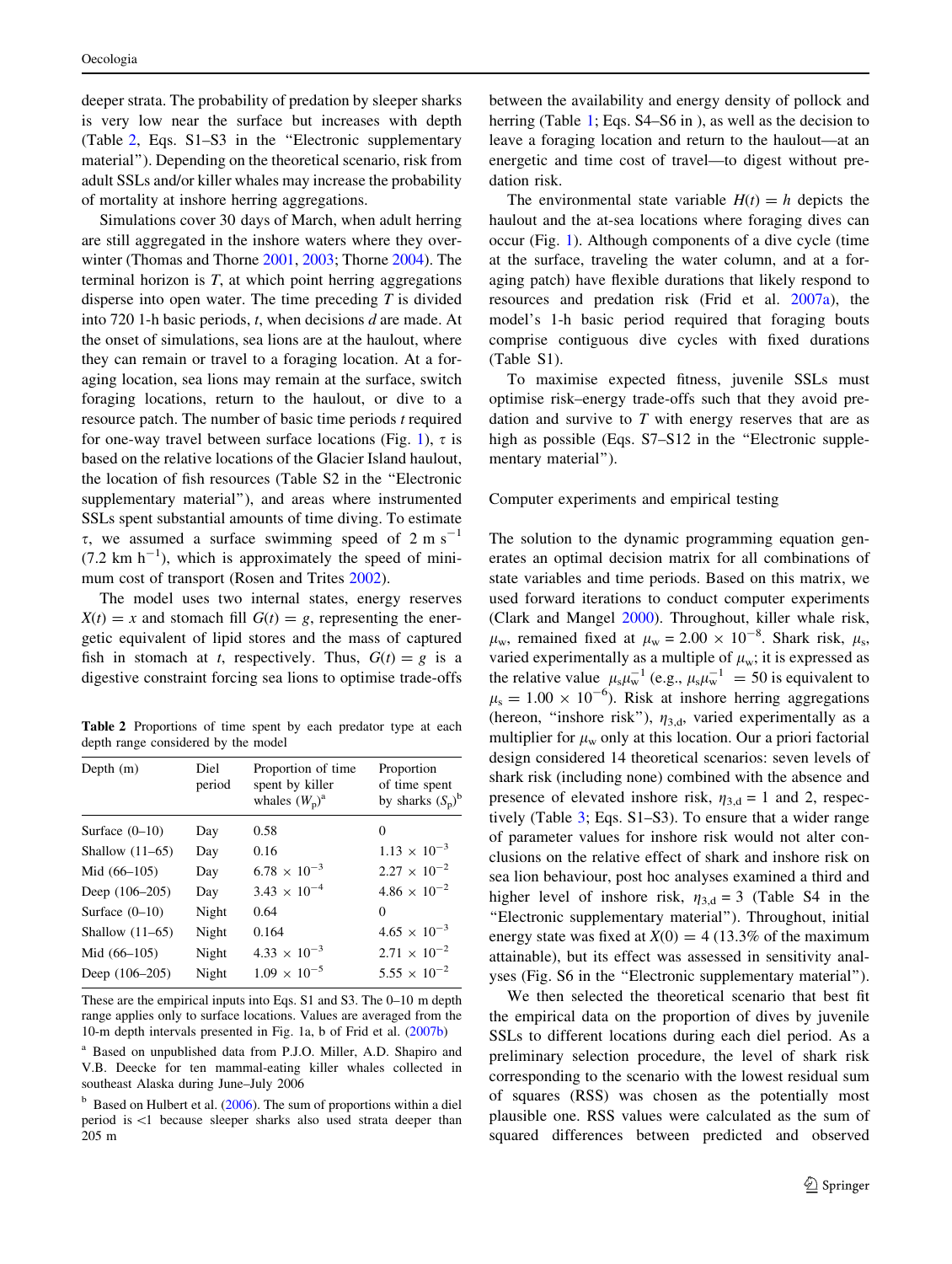deeper strata. The probability of predation by sleeper sharks is very low near the surface but increases with depth (Table 2, Eqs. S1–S3 in the "Electronic supplementary material"). Depending on the theoretical scenario, risk from adult SSLs and/or killer whales may increase the probability of mortality at inshore herring aggregations.

Simulations cover 30 days of March, when adult herring are still aggregated in the inshore waters where they overwinter (Thomas and Thorne 2001, 2003; Thorne 2004). The terminal horizon is $T$, at which point herring aggregations disperse into open water. The time preceding $T$ is divided into 720 1-h basic periods, $t$, when decisions $d$ are made. At the onset of simulations, sea lions are at the haulout, where they can remain or travel to a foraging location. At a foraging location, sea lions may remain at the surface, switch foraging locations, return to the haulout, or dive to a resource patch. The number of basic time periods $t$ required for one-way travel between surface locations (Fig. 1), $\tau$ is based on the relative locations of the Glacier Island haulout, the location of fish resources (Table S2 in the "Electronic supplementary material"), and areas where instrumented SSLs spent substantial amounts of time diving. To estimate $\tau$, we assumed a surface swimming speed of 2 m $s^{-1}$ (7.2 km $h^{-1}$), which is approximately the speed of minimum cost of transport (Rosen and Trites 2002).

The model uses two internal states, energy reserves $X(t) = x$ and stomach fill $G(t) = g$, representing the energetic equivalent of lipid stores and the mass of captured fish in stomach at $t$, respectively. Thus, $G(t) = g$ is a digestive constraint forcing sea lions to optimise trade-offs

**Table 2** Proportions of time spent by each predator type at each depth range considered by the model

| Depth (m) | Diel period | Proportion of time spent by killer whales ($W_p$)[a] | Proportion of time spent by sharks ($S_p$)[b] |
|---|---|---|---|
| Surface (0–10) | Day | 0.58 | 0 |
| Shallow (11–65) | Day | 0.16 | $1.13 \times 10^{-3}$ |
| Mid (66–105) | Day | $6.78 \times 10^{-3}$ | $2.27 \times 10^{-2}$ |
| Deep (106–205) | Day | $3.43 \times 10^{-4}$ | $4.86 \times 10^{-2}$ |
| Surface (0–10) | Night | 0.64 | 0 |
| Shallow (11–65) | Night | 0.164 | $4.65 \times 10^{-3}$ |
| Mid (66–105) | Night | $4.33 \times 10^{-3}$ | $2.71 \times 10^{-2}$ |
| Deep (106–205) | Night | $1.09 \times 10^{-5}$ | $5.55 \times 10^{-2}$ |

These are the empirical inputs into Eqs. S1 and S3. The 0–10 m depth range applies only to surface locations. Values are averaged from the 10-m depth intervals presented in Fig. 1a, b of Frid et al. (2007b)

[a] Based on unpublished data from P.J.O. Miller, A.D. Shapiro and V.B. Deecke for ten mammal-eating killer whales collected in southeast Alaska during June–July 2006

[b] Based on Hulbert et al. (2006). The sum of proportions within a diel period is <1 because sleeper sharks also used strata deeper than 205 m

between the availability and energy density of pollock and herring (Table 1; Eqs. S4–S6 in ), as well as the decision to leave a foraging location and return to the haulout—at an energetic and time cost of travel—to digest without predation risk.

The environmental state variable $H(t) = h$ depicts the haulout and the at-sea locations where foraging dives can occur (Fig. 1). Although components of a dive cycle (time at the surface, traveling the water column, and at a foraging patch) have flexible durations that likely respond to resources and predation risk (Frid et al. 2007a), the model's 1-h basic period required that foraging bouts comprise contiguous dive cycles with fixed durations (Table S1).

To maximise expected fitness, juvenile SSLs must optimise risk–energy trade-offs such that they avoid predation and survive to $T$ with energy reserves that are as high as possible (Eqs. S7–S12 in the "Electronic supplementary material").

## Computer experiments and empirical testing

The solution to the dynamic programming equation generates an optimal decision matrix for all combinations of state variables and time periods. Based on this matrix, we used forward iterations to conduct computer experiments (Clark and Mangel 2000). Throughout, killer whale risk, $\mu_w$, remained fixed at $\mu_w = 2.00 \times 10^{-8}$. Shark risk, $\mu_s$, varied experimentally as a multiple of $\mu_w$; it is expressed as the relative value $\mu_s\mu_w^{-1}$ (e.g., $\mu_s\mu_w^{-1} = 50$ is equivalent to $\mu_s = 1.00 \times 10^{-6}$). Risk at inshore herring aggregations (hereon, "inshore risk"), $\eta_{3,d}$, varied experimentally as a multiplier for $\mu_w$ only at this location. Our a priori factorial design considered 14 theoretical scenarios: seven levels of shark risk (including none) combined with the absence and presence of elevated inshore risk, $\eta_{3,d} = 1$ and 2, respectively (Table 3; Eqs. S1–S3). To ensure that a wider range of parameter values for inshore risk would not alter conclusions on the relative effect of shark and inshore risk on sea lion behaviour, post hoc analyses examined a third and higher level of inshore risk, $\eta_{3,d} = 3$ (Table S4 in the "Electronic supplementary material"). Throughout, initial energy state was fixed at $X(0) = 4$ (13.3% of the maximum attainable), but its effect was assessed in sensitivity analyses (Fig. S6 in the "Electronic supplementary material").

We then selected the theoretical scenario that best fit the empirical data on the proportion of dives by juvenile SSLs to different locations during each diel period. As a preliminary selection procedure, the level of shark risk corresponding to the scenario with the lowest residual sum of squares (RSS) was chosen as the potentially most plausible one. RSS values were calculated as the sum of squared differences between predicted and observed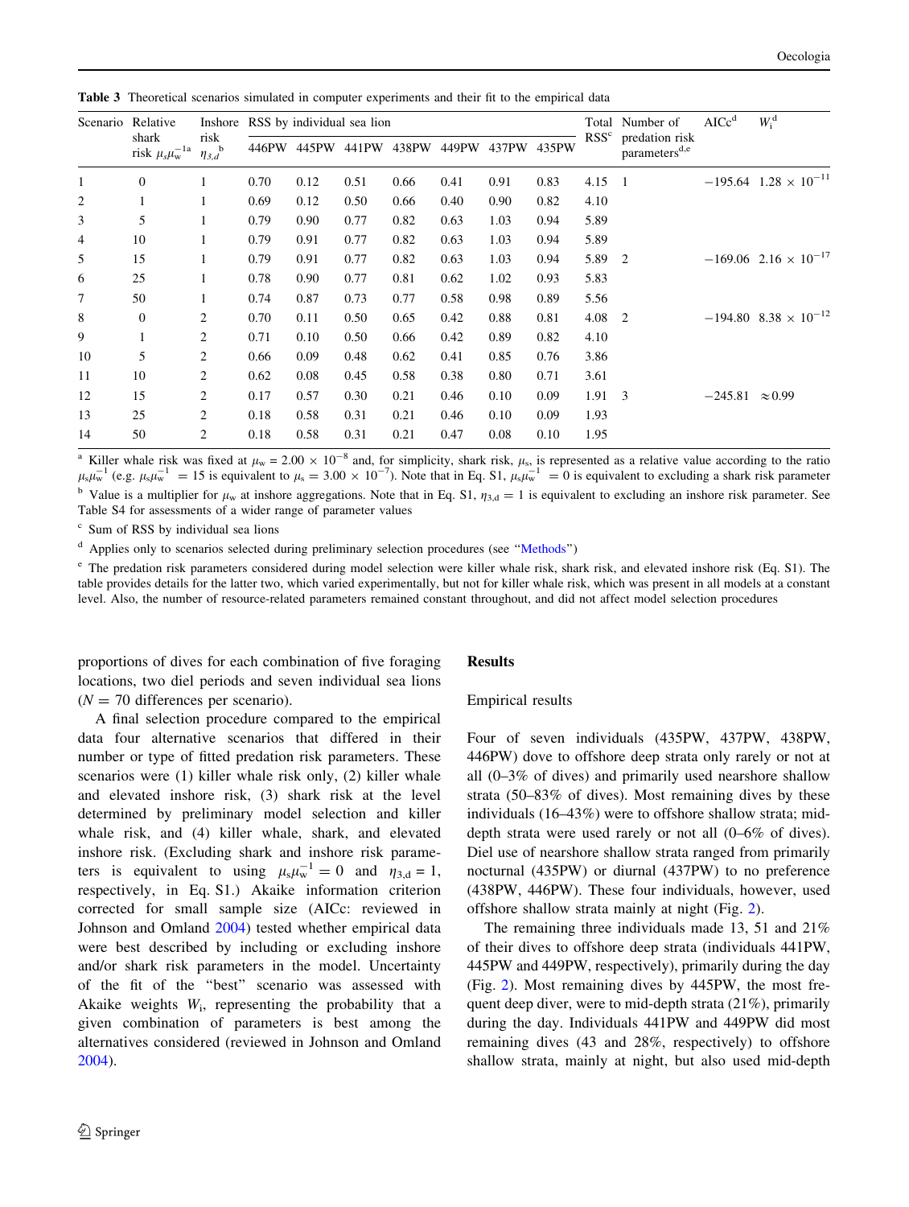**Table 3** Theoretical scenarios simulated in computer experiments and their fit to the empirical data

| Scenario | Relative shark risk $\mu_s\mu_w^{-1}$ [a] | Inshore risk $\eta_{3,d}$ [b] | RSS by individual sea lion | | | | | | | Total RSS[c] | Number of predation risk parameters[d,e] | AICc[d] | $W_i$[d] |
|---|---|---|---|---|---|---|---|---|---|---|---|---|---|
| | | | 446PW | 445PW | 441PW | 438PW | 449PW | 437PW | 435PW | | | | |
| 1 | 0 | 1 | 0.70 | 0.12 | 0.51 | 0.66 | 0.41 | 0.91 | 0.83 | 4.15 | 1 | −195.64 | $1.28 \times 10^{-11}$ |
| 2 | 1 | 1 | 0.69 | 0.12 | 0.50 | 0.66 | 0.40 | 0.90 | 0.82 | 4.10 | | | |
| 3 | 5 | 1 | 0.79 | 0.90 | 0.77 | 0.82 | 0.63 | 1.03 | 0.94 | 5.89 | | | |
| 4 | 10 | 1 | 0.79 | 0.91 | 0.77 | 0.82 | 0.63 | 1.03 | 0.94 | 5.89 | | | |
| 5 | 15 | 1 | 0.79 | 0.91 | 0.77 | 0.82 | 0.63 | 1.03 | 0.94 | 5.89 | 2 | −169.06 | $2.16 \times 10^{-17}$ |
| 6 | 25 | 1 | 0.78 | 0.90 | 0.77 | 0.81 | 0.62 | 1.02 | 0.93 | 5.83 | | | |
| 7 | 50 | 1 | 0.74 | 0.87 | 0.73 | 0.77 | 0.58 | 0.98 | 0.89 | 5.56 | | | |
| 8 | 0 | 2 | 0.70 | 0.11 | 0.50 | 0.65 | 0.42 | 0.88 | 0.81 | 4.08 | 2 | −194.80 | $8.38 \times 10^{-12}$ |
| 9 | 1 | 2 | 0.71 | 0.10 | 0.50 | 0.66 | 0.42 | 0.89 | 0.82 | 4.10 | | | |
| 10 | 5 | 2 | 0.66 | 0.09 | 0.48 | 0.62 | 0.41 | 0.85 | 0.76 | 3.86 | | | |
| 11 | 10 | 2 | 0.62 | 0.08 | 0.45 | 0.58 | 0.38 | 0.80 | 0.71 | 3.61 | | | |
| 12 | 15 | 2 | 0.17 | 0.57 | 0.30 | 0.21 | 0.46 | 0.10 | 0.09 | 1.91 | 3 | −245.81 | ≈0.99 |
| 13 | 25 | 2 | 0.18 | 0.58 | 0.31 | 0.21 | 0.46 | 0.10 | 0.09 | 1.93 | | | |
| 14 | 50 | 2 | 0.18 | 0.58 | 0.31 | 0.21 | 0.47 | 0.08 | 0.10 | 1.95 | | | |

[a] Killer whale risk was fixed at $\mu_w = 2.00 \times 10^{-8}$ and, for simplicity, shark risk, $\mu_s$, is represented as a relative value according to the ratio $\mu_s\mu_w^{-1}$ (e.g. $\mu_s\mu_w^{-1} = 15$ is equivalent to $\mu_s = 3.00 \times 10^{-7}$). Note that in Eq. S1, $\mu_s\mu_w^{-1} = 0$ is equivalent to excluding a shark risk parameter

[b] Value is a multiplier for $\mu_w$ at inshore aggregations. Note that in Eq. S1, $\eta_{3,d} = 1$ is equivalent to excluding an inshore risk parameter. See Table S4 for assessments of a wider range of parameter values

[c] Sum of RSS by individual sea lions

[d] Applies only to scenarios selected during preliminary selection procedures (see "Methods")

[e] The predation risk parameters considered during model selection were killer whale risk, shark risk, and elevated inshore risk (Eq. S1). The table provides details for the latter two, which varied experimentally, but not for killer whale risk, which was present in all models at a constant level. Also, the number of resource-related parameters remained constant throughout, and did not affect model selection procedures

proportions of dives for each combination of five foraging locations, two diel periods and seven individual sea lions ($N = 70$ differences per scenario).

A final selection procedure compared to the empirical data four alternative scenarios that differed in their number or type of fitted predation risk parameters. These scenarios were (1) killer whale risk only, (2) killer whale and elevated inshore risk, (3) shark risk at the level determined by preliminary model selection and killer whale risk, and (4) killer whale, shark, and elevated inshore risk. (Excluding shark and inshore risk parameters is equivalent to using $\mu_s\mu_w^{-1} = 0$ and $\eta_{3,d} = 1$, respectively, in Eq. S1.) Akaike information criterion corrected for small sample size (AICc: reviewed in Johnson and Omland 2004) tested whether empirical data were best described by including or excluding inshore and/or shark risk parameters in the model. Uncertainty of the fit of the "best" scenario was assessed with Akaike weights $W_i$, representing the probability that a given combination of parameters is best among the alternatives considered (reviewed in Johnson and Omland 2004).

## Results

### Empirical results

Four of seven individuals (435PW, 437PW, 438PW, 446PW) dove to offshore deep strata only rarely or not at all (0–3% of dives) and primarily used nearshore shallow strata (50–83% of dives). Most remaining dives by these individuals (16–43%) were to offshore shallow strata; mid-depth strata were used rarely or not all (0–6% of dives). Diel use of nearshore shallow strata ranged from primarily nocturnal (435PW) or diurnal (437PW) to no preference (438PW, 446PW). These four individuals, however, used offshore shallow strata mainly at night (Fig. 2).

The remaining three individuals made 13, 51 and 21% of their dives to offshore deep strata (individuals 441PW, 445PW and 449PW, respectively), primarily during the day (Fig. 2). Most remaining dives by 445PW, the most frequent deep diver, were to mid-depth strata (21%), primarily during the day. Individuals 441PW and 449PW did most remaining dives (43 and 28%, respectively) to offshore shallow strata, mainly at night, but also used mid-depth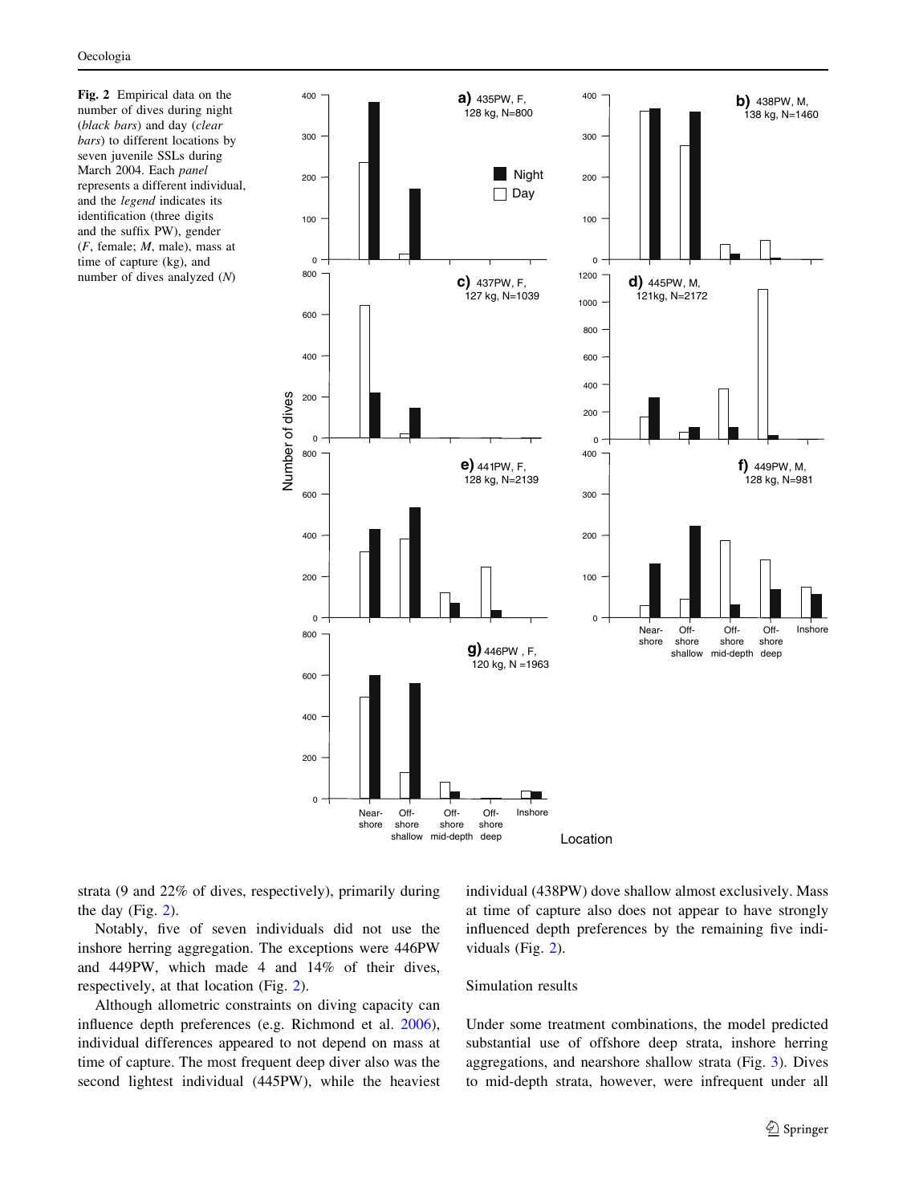**Fig. 2** Empirical data on the number of dives during night (*black bars*) and day (*clear bars*) to different locations by seven juvenile SSLs during March 2004. Each *panel* represents a different individual, and the *legend* indicates its identification (three digits and the suffix PW), gender (*F*, female; *M*, male), mass at time of capture (kg), and number of dives analyzed (*N*)

strata (9 and 22% of dives, respectively), primarily during the day (Fig. 2).

Notably, five of seven individuals did not use the inshore herring aggregation. The exceptions were 446PW and 449PW, which made 4 and 14% of their dives, respectively, at that location (Fig. 2).

Although allometric constraints on diving capacity can influence depth preferences (e.g. Richmond et al. 2006), individual differences appeared to not depend on mass at time of capture. The most frequent deep diver also was the second lightest individual (445PW), while the heaviest individual (438PW) dove shallow almost exclusively. Mass at time of capture also does not appear to have strongly influenced depth preferences by the remaining five individuals (Fig. 2).

## Simulation results

Under some treatment combinations, the model predicted substantial use of offshore deep strata, inshore herring aggregations, and nearshore shallow strata (Fig. 3). Dives to mid-depth strata, however, were infrequent under all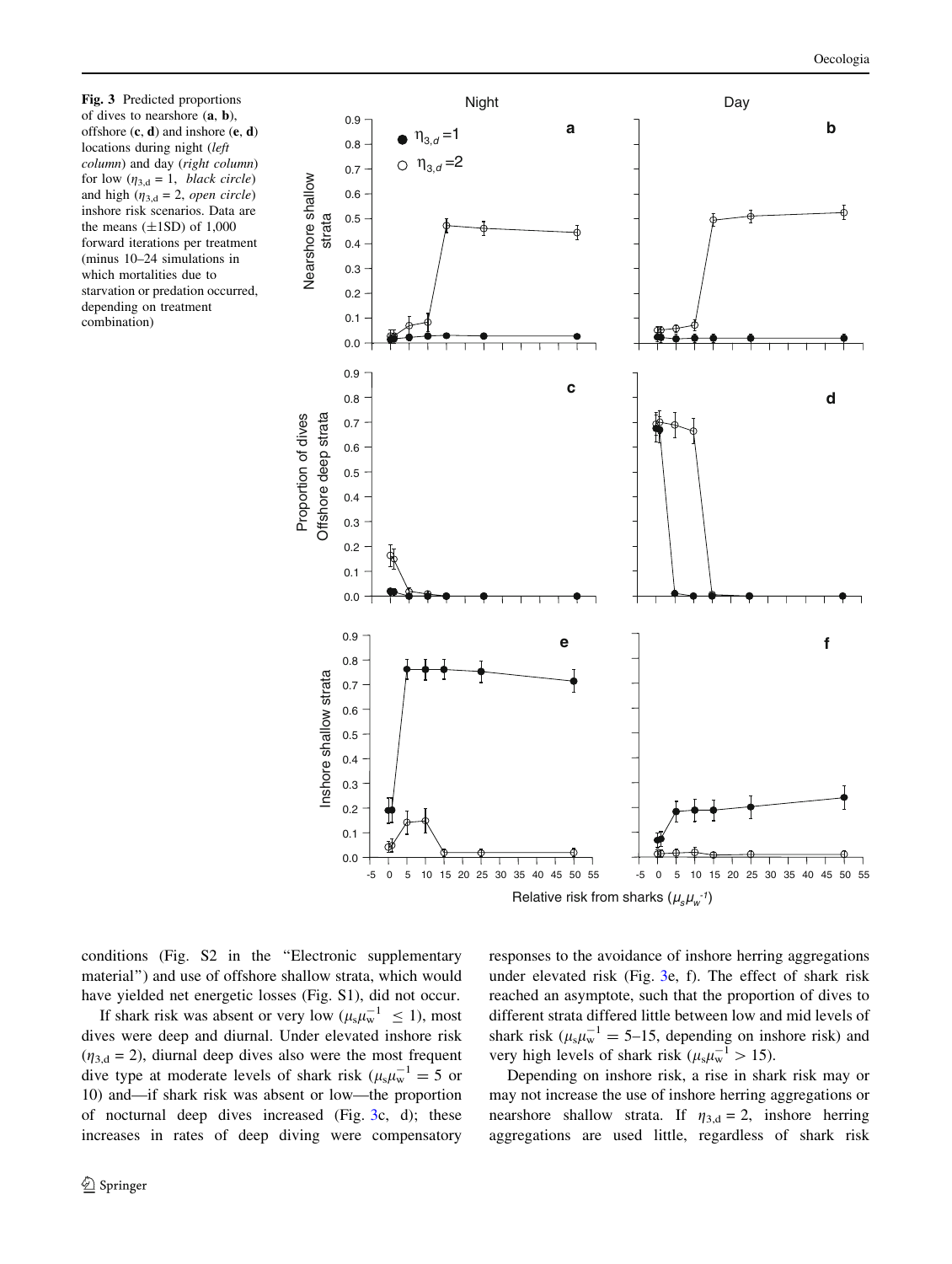**Fig. 3** Predicted proportions of dives to nearshore (**a**, **b**), offshore (**c**, **d**) and inshore (**e**, **f**) locations during night (*left column*) and day (*right column*) for low ($\eta_{3,d} = 1$, *black circle*) and high ($\eta_{3,d} = 2$, *open circle*) inshore risk scenarios. Data are the means (±1SD) of 1,000 forward iterations per treatment (minus 10–24 simulations in which mortalities due to starvation or predation occurred, depending on treatment combination)

conditions (Fig. S2 in the "Electronic supplementary material") and use of offshore shallow strata, which would have yielded net energetic losses (Fig. S1), did not occur.

If shark risk was absent or very low ($\mu_s\mu_w^{-1} \leq 1$), most dives were deep and diurnal. Under elevated inshore risk ($\eta_{3,d} = 2$), diurnal deep dives also were the most frequent dive type at moderate levels of shark risk ($\mu_s\mu_w^{-1} = 5$ or 10) and—if shark risk was absent or low—the proportion of nocturnal deep dives increased (Fig. 3c, d); these increases in rates of deep diving were compensatory responses to the avoidance of inshore herring aggregations under elevated risk (Fig. 3e, f). The effect of shark risk reached an asymptote, such that the proportion of dives to different strata differed little between low and mid levels of shark risk ($\mu_s\mu_w^{-1} = 5$–15, depending on inshore risk) and very high levels of shark risk ($\mu_s\mu_w^{-1} > 15$).

Depending on inshore risk, a rise in shark risk may or may not increase the use of inshore herring aggregations or nearshore shallow strata. If $\eta_{3,d} = 2$, inshore herring aggregations are used little, regardless of shark risk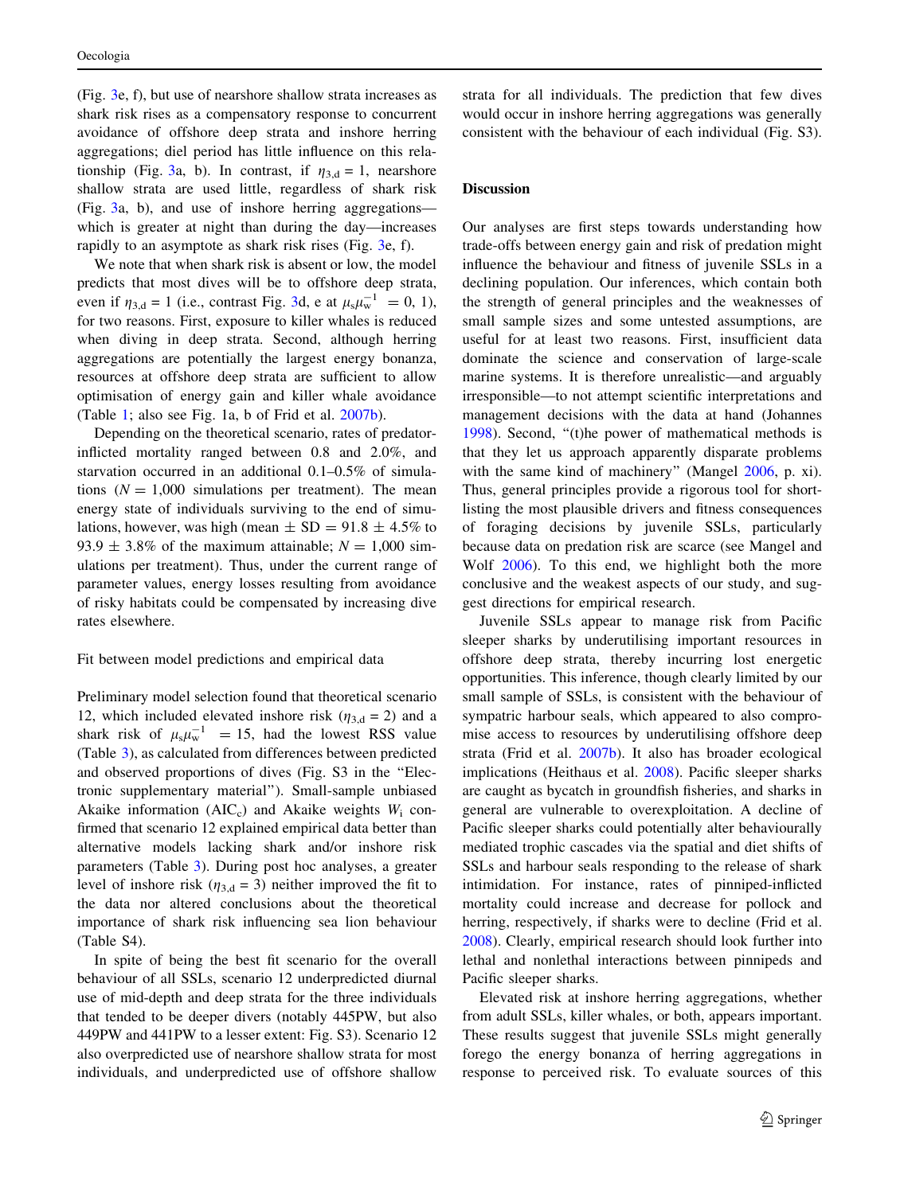(Fig. 3e, f), but use of nearshore shallow strata increases as shark risk rises as a compensatory response to concurrent avoidance of offshore deep strata and inshore herring aggregations; diel period has little influence on this relationship (Fig. 3a, b). In contrast, if $\eta_{3,d} = 1$, nearshore shallow strata are used little, regardless of shark risk (Fig. 3a, b), and use of inshore herring aggregations—which is greater at night than during the day—increases rapidly to an asymptote as shark risk rises (Fig. 3e, f).

We note that when shark risk is absent or low, the model predicts that most dives will be to offshore deep strata, even if $\eta_{3,d} = 1$ (i.e., contrast Fig. 3d, e at $\mu_s\mu_w^{-1} = 0, 1$), for two reasons. First, exposure to killer whales is reduced when diving in deep strata. Second, although herring aggregations are potentially the largest energy bonanza, resources at offshore deep strata are sufficient to allow optimisation of energy gain and killer whale avoidance (Table 1; also see Fig. 1a, b of Frid et al. 2007b).

Depending on the theoretical scenario, rates of predator-inflicted mortality ranged between 0.8 and 2.0%, and starvation occurred in an additional 0.1–0.5% of simulations ($N = 1{,}000$ simulations per treatment). The mean energy state of individuals surviving to the end of simulations, however, was high (mean ± SD = 91.8 ± 4.5% to 93.9 ± 3.8% of the maximum attainable; $N = 1{,}000$ simulations per treatment). Thus, under the current range of parameter values, energy losses resulting from avoidance of risky habitats could be compensated by increasing dive rates elsewhere.

### Fit between model predictions and empirical data

Preliminary model selection found that theoretical scenario 12, which included elevated inshore risk ($\eta_{3,d} = 2$) and a shark risk of $\mu_s\mu_w^{-1} = 15$, had the lowest RSS value (Table 3), as calculated from differences between predicted and observed proportions of dives (Fig. S3 in the "Electronic supplementary material"). Small-sample unbiased Akaike information ($AIC_c$) and Akaike weights $W_i$ confirmed that scenario 12 explained empirical data better than alternative models lacking shark and/or inshore risk parameters (Table 3). During post hoc analyses, a greater level of inshore risk ($\eta_{3,d} = 3$) neither improved the fit to the data nor altered conclusions about the theoretical importance of shark risk influencing sea lion behaviour (Table S4).

In spite of being the best fit scenario for the overall behaviour of all SSLs, scenario 12 underpredicted diurnal use of mid-depth and deep strata for the three individuals that tended to be deeper divers (notably 445PW, but also 449PW and 441PW to a lesser extent: Fig. S3). Scenario 12 also overpredicted use of nearshore shallow strata for most individuals, and underpredicted use of offshore shallow strata for all individuals. The prediction that few dives would occur in inshore herring aggregations was generally consistent with the behaviour of each individual (Fig. S3).

## Discussion

Our analyses are first steps towards understanding how trade-offs between energy gain and risk of predation might influence the behaviour and fitness of juvenile SSLs in a declining population. Our inferences, which contain both the strength of general principles and the weaknesses of small sample sizes and some untested assumptions, are useful for at least two reasons. First, insufficient data dominate the science and conservation of large-scale marine systems. It is therefore unrealistic—and arguably irresponsible—to not attempt scientific interpretations and management decisions with the data at hand (Johannes 1998). Second, "(t)he power of mathematical methods is that they let us approach apparently disparate problems with the same kind of machinery" (Mangel 2006, p. xi). Thus, general principles provide a rigorous tool for short-listing the most plausible drivers and fitness consequences of foraging decisions by juvenile SSLs, particularly because data on predation risk are scarce (see Mangel and Wolf 2006). To this end, we highlight both the more conclusive and the weakest aspects of our study, and suggest directions for empirical research.

Juvenile SSLs appear to manage risk from Pacific sleeper sharks by underutilising important resources in offshore deep strata, thereby incurring lost energetic opportunities. This inference, though clearly limited by our small sample of SSLs, is consistent with the behaviour of sympatric harbour seals, which appeared to also compromise access to resources by underutilising offshore deep strata (Frid et al. 2007b). It also has broader ecological implications (Heithaus et al. 2008). Pacific sleeper sharks are caught as bycatch in groundfish fisheries, and sharks in general are vulnerable to overexploitation. A decline of Pacific sleeper sharks could potentially alter behaviourally mediated trophic cascades via the spatial and diet shifts of SSLs and harbour seals responding to the release of shark intimidation. For instance, rates of pinniped-inflicted mortality could increase and decrease for pollock and herring, respectively, if sharks were to decline (Frid et al. 2008). Clearly, empirical research should look further into lethal and nonlethal interactions between pinnipeds and Pacific sleeper sharks.

Elevated risk at inshore herring aggregations, whether from adult SSLs, killer whales, or both, appears important. These results suggest that juvenile SSLs might generally forego the energy bonanza of herring aggregations in response to perceived risk. To evaluate sources of this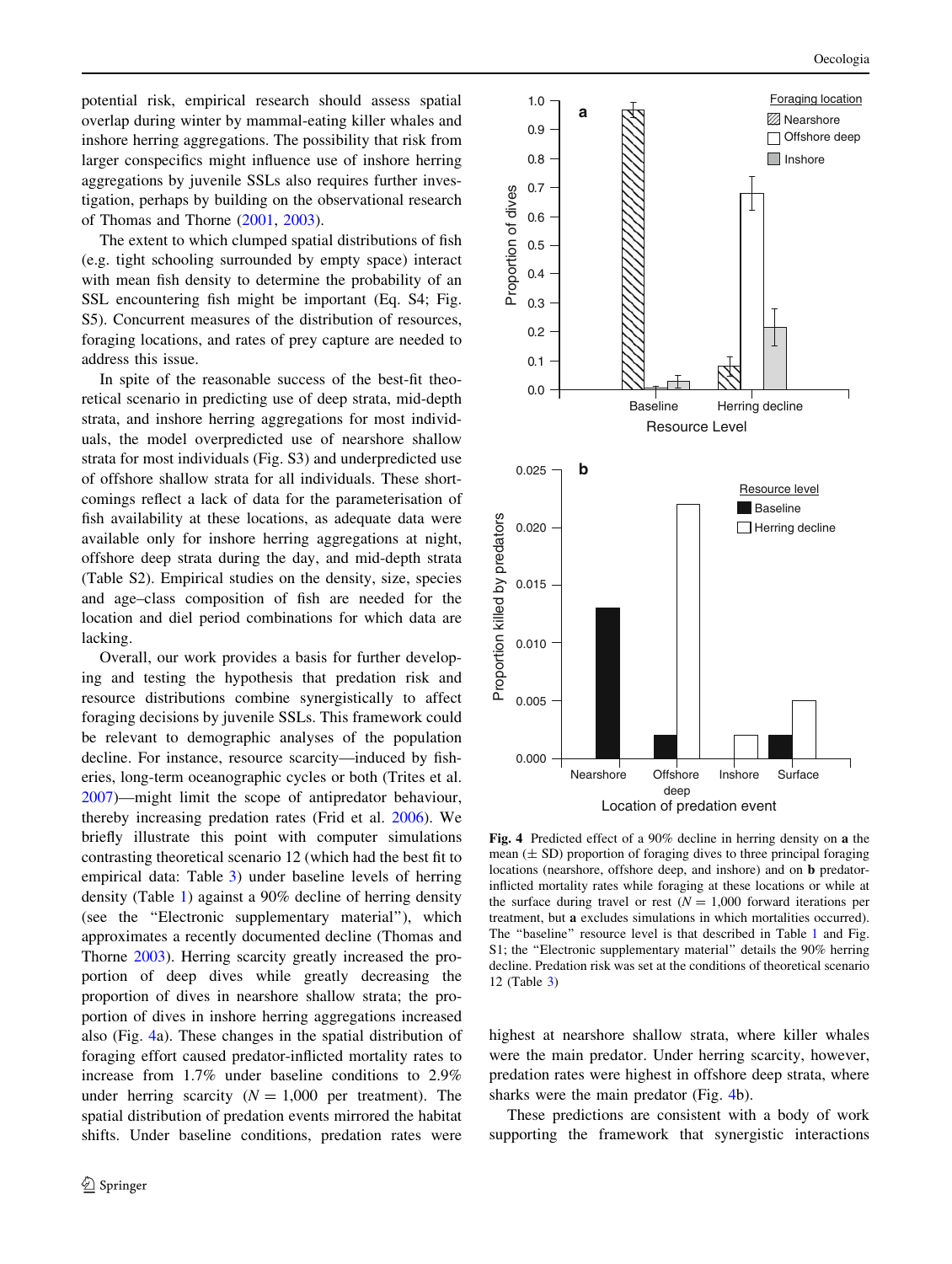potential risk, empirical research should assess spatial overlap during winter by mammal-eating killer whales and inshore herring aggregations. The possibility that risk from larger conspecifics might influence use of inshore herring aggregations by juvenile SSLs also requires further investigation, perhaps by building on the observational research of Thomas and Thorne (2001, 2003).

The extent to which clumped spatial distributions of fish (e.g. tight schooling surrounded by empty space) interact with mean fish density to determine the probability of an SSL encountering fish might be important (Eq. S4; Fig. S5). Concurrent measures of the distribution of resources, foraging locations, and rates of prey capture are needed to address this issue.

In spite of the reasonable success of the best-fit theoretical scenario in predicting use of deep strata, mid-depth strata, and inshore herring aggregations for most individuals, the model overpredicted use of nearshore shallow strata for most individuals (Fig. S3) and underpredicted use of offshore shallow strata for all individuals. These shortcomings reflect a lack of data for the parameterisation of fish availability at these locations, as adequate data were available only for inshore herring aggregations at night, offshore deep strata during the day, and mid-depth strata (Table S2). Empirical studies on the density, size, species and age–class composition of fish are needed for the location and diel period combinations for which data are lacking.

Overall, our work provides a basis for further developing and testing the hypothesis that predation risk and resource distributions combine synergistically to affect foraging decisions by juvenile SSLs. This framework could be relevant to demographic analyses of the population decline. For instance, resource scarcity—induced by fisheries, long-term oceanographic cycles or both (Trites et al. 2007)—might limit the scope of antipredator behaviour, thereby increasing predation rates (Frid et al. 2006). We briefly illustrate this point with computer simulations contrasting theoretical scenario 12 (which had the best fit to empirical data: Table 3) under baseline levels of herring density (Table 1) against a 90% decline of herring density (see the "Electronic supplementary material"), which approximates a recently documented decline (Thomas and Thorne 2003). Herring scarcity greatly increased the proportion of deep dives while greatly decreasing the proportion of dives in nearshore shallow strata; the proportion of dives in inshore herring aggregations increased also (Fig. 4a). These changes in the spatial distribution of foraging effort caused predator-inflicted mortality rates to increase from 1.7% under baseline conditions to 2.9% under herring scarcity ($N = 1{,}000$ per treatment). The spatial distribution of predation events mirrored the habitat shifts. Under baseline conditions, predation rates were highest at nearshore shallow strata, where killer whales were the main predator. Under herring scarcity, however, predation rates were highest in offshore deep strata, where sharks were the main predator (Fig. 4b).

**Fig. 4** Predicted effect of a 90% decline in herring density on **a** the mean (± SD) proportion of foraging dives to three principal foraging locations (nearshore, offshore deep, and inshore) and on **b** predator-inflicted mortality rates while foraging at these locations or while at the surface during travel or rest ($N = 1{,}000$ forward iterations per treatment, but **a** excludes simulations in which mortalities occurred). The "baseline" resource level is that described in Table 1 and Fig. S1; the "Electronic supplementary material" details the 90% herring decline. Predation risk was set at the conditions of theoretical scenario 12 (Table 3)

These predictions are consistent with a body of work supporting the framework that synergistic interactions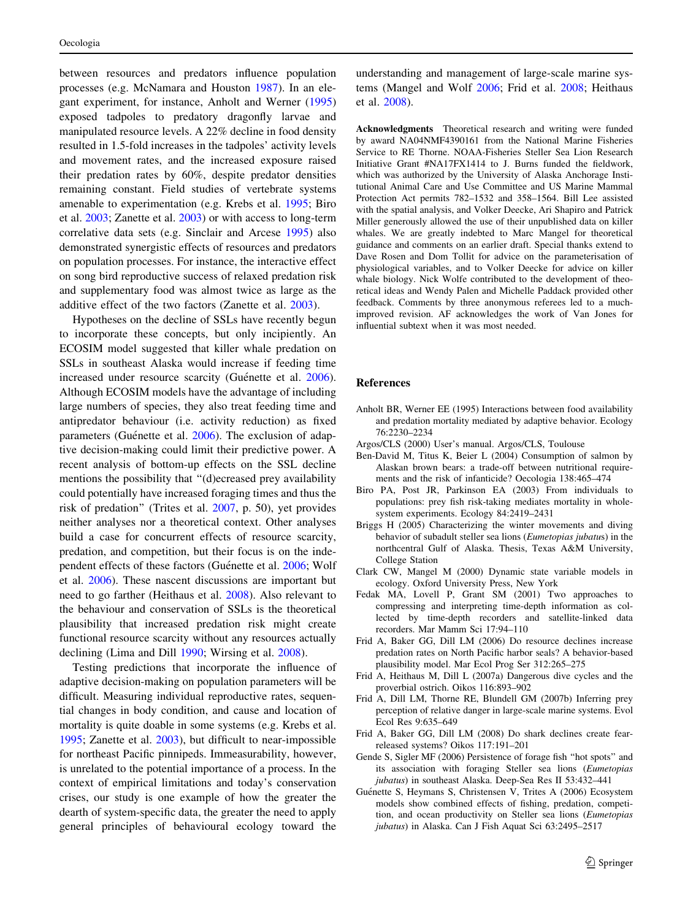between resources and predators influence population processes (e.g. McNamara and Houston 1987). In an elegant experiment, for instance, Anholt and Werner (1995) exposed tadpoles to predatory dragonfly larvae and manipulated resource levels. A 22% decline in food density resulted in 1.5-fold increases in the tadpoles' activity levels and movement rates, and the increased exposure raised their predation rates by 60%, despite predator densities remaining constant. Field studies of vertebrate systems amenable to experimentation (e.g. Krebs et al. 1995; Biro et al. 2003; Zanette et al. 2003) or with access to long-term correlative data sets (e.g. Sinclair and Arcese 1995) also demonstrated synergistic effects of resources and predators on population processes. For instance, the interactive effect on song bird reproductive success of relaxed predation risk and supplementary food was almost twice as large as the additive effect of the two factors (Zanette et al. 2003).

Hypotheses on the decline of SSLs have recently begun to incorporate these concepts, but only incipiently. An ECOSIM model suggested that killer whale predation on SSLs in southeast Alaska would increase if feeding time increased under resource scarcity (Guénette et al. 2006). Although ECOSIM models have the advantage of including large numbers of species, they also treat feeding time and antipredator behaviour (i.e. activity reduction) as fixed parameters (Guénette et al. 2006). The exclusion of adaptive decision-making could limit their predictive power. A recent analysis of bottom-up effects on the SSL decline mentions the possibility that "(d)ecreased prey availability could potentially have increased foraging times and thus the risk of predation" (Trites et al. 2007, p. 50), yet provides neither analyses nor a theoretical context. Other analyses build a case for concurrent effects of resource scarcity, predation, and competition, but their focus is on the independent effects of these factors (Guénette et al. 2006; Wolf et al. 2006). These nascent discussions are important but need to go farther (Heithaus et al. 2008). Also relevant to the behaviour and conservation of SSLs is the theoretical plausibility that increased predation risk might create functional resource scarcity without any resources actually declining (Lima and Dill 1990; Wirsing et al. 2008).

Testing predictions that incorporate the influence of adaptive decision-making on population parameters will be difficult. Measuring individual reproductive rates, sequential changes in body condition, and cause and location of mortality is quite doable in some systems (e.g. Krebs et al. 1995; Zanette et al. 2003), but difficult to near-impossible for northeast Pacific pinnipeds. Immeasurability, however, is unrelated to the potential importance of a process. In the context of empirical limitations and today's conservation crises, our study is one example of how the greater the dearth of system-specific data, the greater the need to apply general principles of behavioural ecology toward the understanding and management of large-scale marine systems (Mangel and Wolf 2006; Frid et al. 2008; Heithaus et al. 2008).

**Acknowledgments** Theoretical research and writing were funded by award NA04NMF4390161 from the National Marine Fisheries Service to RE Thorne. NOAA-Fisheries Steller Sea Lion Research Initiative Grant #NA17FX1414 to J. Burns funded the fieldwork, which was authorized by the University of Alaska Anchorage Institutional Animal Care and Use Committee and US Marine Mammal Protection Act permits 782–1532 and 358–1564. Bill Lee assisted with the spatial analysis, and Volker Deecke, Ari Shapiro and Patrick Miller generously allowed the use of their unpublished data on killer whales. We are greatly indebted to Marc Mangel for theoretical guidance and comments on an earlier draft. Special thanks extend to Dave Rosen and Dom Tollit for advice on the parameterisation of physiological variables, and to Volker Deecke for advice on killer whale biology. Nick Wolfe contributed to the development of theoretical ideas and Wendy Palen and Michelle Paddack provided other feedback. Comments by three anonymous referees led to a much-improved revision. AF acknowledges the work of Van Jones for influential subtext when it was most needed.

## References

Anholt BR, Werner EE (1995) Interactions between food availability and predation mortality mediated by adaptive behavior. Ecology 76:2230–2234

Argos/CLS (2000) User's manual. Argos/CLS, Toulouse

Ben-David M, Titus K, Beier L (2004) Consumption of salmon by Alaskan brown bears: a trade-off between nutritional requirements and the risk of infanticide? Oecologia 138:465–474

Biro PA, Post JR, Parkinson EA (2003) From individuals to populations: prey fish risk-taking mediates mortality in whole-system experiments. Ecology 84:2419–2431

Briggs H (2005) Characterizing the winter movements and diving behavior of subadult steller sea lions (*Eumetopias jubatus*) in the northcentral Gulf of Alaska. Thesis, Texas A&M University, College Station

Clark CW, Mangel M (2000) Dynamic state variable models in ecology. Oxford University Press, New York

Fedak MA, Lovell P, Grant SM (2001) Two approaches to compressing and interpreting time-depth information as collected by time-depth recorders and satellite-linked data recorders. Mar Mamm Sci 17:94–110

Frid A, Baker GG, Dill LM (2006) Do resource declines increase predation rates on North Pacific harbor seals? A behavior-based plausibility model. Mar Ecol Prog Ser 312:265–275

Frid A, Heithaus M, Dill L (2007a) Dangerous dive cycles and the proverbial ostrich. Oikos 116:893–902

Frid A, Dill LM, Thorne RE, Blundell GM (2007b) Inferring prey perception of relative danger in large-scale marine systems. Evol Ecol Res 9:635–649

Frid A, Baker GG, Dill LM (2008) Do shark declines create fear-released systems? Oikos 117:191–201

Gende S, Sigler MF (2006) Persistence of forage fish "hot spots" and its association with foraging Steller sea lions (*Eumetopias jubatus*) in southeast Alaska. Deep-Sea Res II 53:432–441

Guénette S, Heymans S, Christensen V, Trites A (2006) Ecosystem models show combined effects of fishing, predation, competition, and ocean productivity on Steller sea lions (*Eumetopias jubatus*) in Alaska. Can J Fish Aquat Sci 63:2495–2517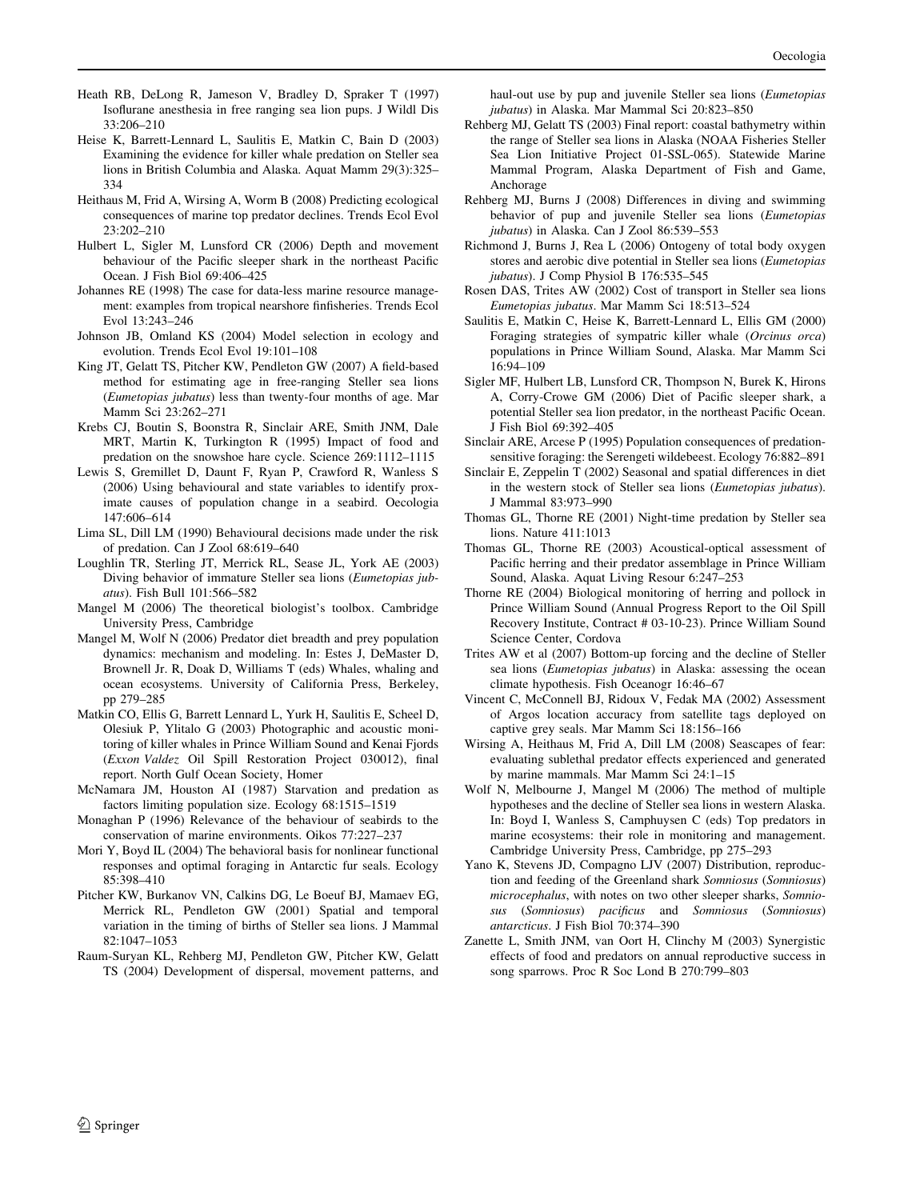Heath RB, DeLong R, Jameson V, Bradley D, Spraker T (1997) Isoflurane anesthesia in free ranging sea lion pups. J Wildl Dis 33:206–210

Heise K, Barrett-Lennard L, Saulitis E, Matkin C, Bain D (2003) Examining the evidence for killer whale predation on Steller sea lions in British Columbia and Alaska. Aquat Mamm 29(3):325–334

Heithaus M, Frid A, Wirsing A, Worm B (2008) Predicting ecological consequences of marine top predator declines. Trends Ecol Evol 23:202–210

Hulbert L, Sigler M, Lunsford CR (2006) Depth and movement behaviour of the Pacific sleeper shark in the northeast Pacific Ocean. J Fish Biol 69:406–425

Johannes RE (1998) The case for data-less marine resource management: examples from tropical nearshore finfisheries. Trends Ecol Evol 13:243–246

Johnson JB, Omland KS (2004) Model selection in ecology and evolution. Trends Ecol Evol 19:101–108

King JT, Gelatt TS, Pitcher KW, Pendleton GW (2007) A field-based method for estimating age in free-ranging Steller sea lions (*Eumetopias jubatus*) less than twenty-four months of age. Mar Mamm Sci 23:262–271

Krebs CJ, Boutin S, Boonstra R, Sinclair ARE, Smith JNM, Dale MRT, Martin K, Turkington R (1995) Impact of food and predation on the snowshoe hare cycle. Science 269:1112–1115

Lewis S, Gremillet D, Daunt F, Ryan P, Crawford R, Wanless S (2006) Using behavioural and state variables to identify proximate causes of population change in a seabird. Oecologia 147:606–614

Lima SL, Dill LM (1990) Behavioural decisions made under the risk of predation. Can J Zool 68:619–640

Loughlin TR, Sterling JT, Merrick RL, Sease JL, York AE (2003) Diving behavior of immature Steller sea lions (*Eumetopias jubatus*). Fish Bull 101:566–582

Mangel M (2006) The theoretical biologist's toolbox. Cambridge University Press, Cambridge

Mangel M, Wolf N (2006) Predator diet breadth and prey population dynamics: mechanism and modeling. In: Estes J, DeMaster D, Brownell Jr. R, Doak D, Williams T (eds) Whales, whaling and ocean ecosystems. University of California Press, Berkeley, pp 279–285

Matkin CO, Ellis G, Barrett Lennard L, Yurk H, Saulitis E, Scheel D, Olesiuk P, Ylitalo G (2003) Photographic and acoustic monitoring of killer whales in Prince William Sound and Kenai Fjords (*Exxon Valdez* Oil Spill Restoration Project 030012), final report. North Gulf Ocean Society, Homer

McNamara JM, Houston AI (1987) Starvation and predation as factors limiting population size. Ecology 68:1515–1519

Monaghan P (1996) Relevance of the behaviour of seabirds to the conservation of marine environments. Oikos 77:227–237

Mori Y, Boyd IL (2004) The behavioral basis for nonlinear functional responses and optimal foraging in Antarctic fur seals. Ecology 85:398–410

Pitcher KW, Burkanov VN, Calkins DG, Le Boeuf BJ, Mamaev EG, Merrick RL, Pendleton GW (2001) Spatial and temporal variation in the timing of births of Steller sea lions. J Mammal 82:1047–1053

Raum-Suryan KL, Rehberg MJ, Pendleton GW, Pitcher KW, Gelatt TS (2004) Development of dispersal, movement patterns, and haul-out use by pup and juvenile Steller sea lions (*Eumetopias jubatus*) in Alaska. Mar Mammal Sci 20:823–850

Rehberg MJ, Gelatt TS (2003) Final report: coastal bathymetry within the range of Steller sea lions in Alaska (NOAA Fisheries Steller Sea Lion Initiative Project 01-SSL-065). Statewide Marine Mammal Program, Alaska Department of Fish and Game, Anchorage

Rehberg MJ, Burns J (2008) Differences in diving and swimming behavior of pup and juvenile Steller sea lions (*Eumetopias jubatus*) in Alaska. Can J Zool 86:539–553

Richmond J, Burns J, Rea L (2006) Ontogeny of total body oxygen stores and aerobic dive potential in Steller sea lions (*Eumetopias jubatus*). J Comp Physiol B 176:535–545

Rosen DAS, Trites AW (2002) Cost of transport in Steller sea lions *Eumetopias jubatus*. Mar Mamm Sci 18:513–524

Saulitis E, Matkin C, Heise K, Barrett-Lennard L, Ellis GM (2000) Foraging strategies of sympatric killer whale (*Orcinus orca*) populations in Prince William Sound, Alaska. Mar Mamm Sci 16:94–109

Sigler MF, Hulbert LB, Lunsford CR, Thompson N, Burek K, Hirons A, Corry-Crowe GM (2006) Diet of Pacific sleeper shark, a potential Steller sea lion predator, in the northeast Pacific Ocean. J Fish Biol 69:392–405

Sinclair ARE, Arcese P (1995) Population consequences of predation-sensitive foraging: the Serengeti wildebeest. Ecology 76:882–891

Sinclair E, Zeppelin T (2002) Seasonal and spatial differences in diet in the western stock of Steller sea lions (*Eumetopias jubatus*). J Mammal 83:973–990

Thomas GL, Thorne RE (2001) Night-time predation by Steller sea lions. Nature 411:1013

Thomas GL, Thorne RE (2003) Acoustical-optical assessment of Pacific herring and their predator assemblage in Prince William Sound, Alaska. Aquat Living Resour 6:247–253

Thorne RE (2004) Biological monitoring of herring and pollock in Prince William Sound (Annual Progress Report to the Oil Spill Recovery Institute, Contract # 03-10-23). Prince William Sound Science Center, Cordova

Trites AW et al (2007) Bottom-up forcing and the decline of Steller sea lions (*Eumetopias jubatus*) in Alaska: assessing the ocean climate hypothesis. Fish Oceanogr 16:46–67

Vincent C, McConnell BJ, Ridoux V, Fedak MA (2002) Assessment of Argos location accuracy from satellite tags deployed on captive grey seals. Mar Mamm Sci 18:156–166

Wirsing A, Heithaus M, Frid A, Dill LM (2008) Seascapes of fear: evaluating sublethal predator effects experienced and generated by marine mammals. Mar Mamm Sci 24:1–15

Wolf N, Melbourne J, Mangel M (2006) The method of multiple hypotheses and the decline of Steller sea lions in western Alaska. In: Boyd I, Wanless S, Camphuysen C (eds) Top predators in marine ecosystems: their role in monitoring and management. Cambridge University Press, Cambridge, pp 275–293

Yano K, Stevens JD, Compagno LJV (2007) Distribution, reproduction and feeding of the Greenland shark *Somniosus* (*Somniosus*) *microcephalus*, with notes on two other sleeper sharks, *Somniosus* (*Somniosus*) *pacificus* and *Somniosus* (*Somniosus*) *antarcticus*. J Fish Biol 70:374–390

Zanette L, Smith JNM, van Oort H, Clinchy M (2003) Synergistic effects of food and predators on annual reproductive success in song sparrows. Proc R Soc Lond B 270:799–803